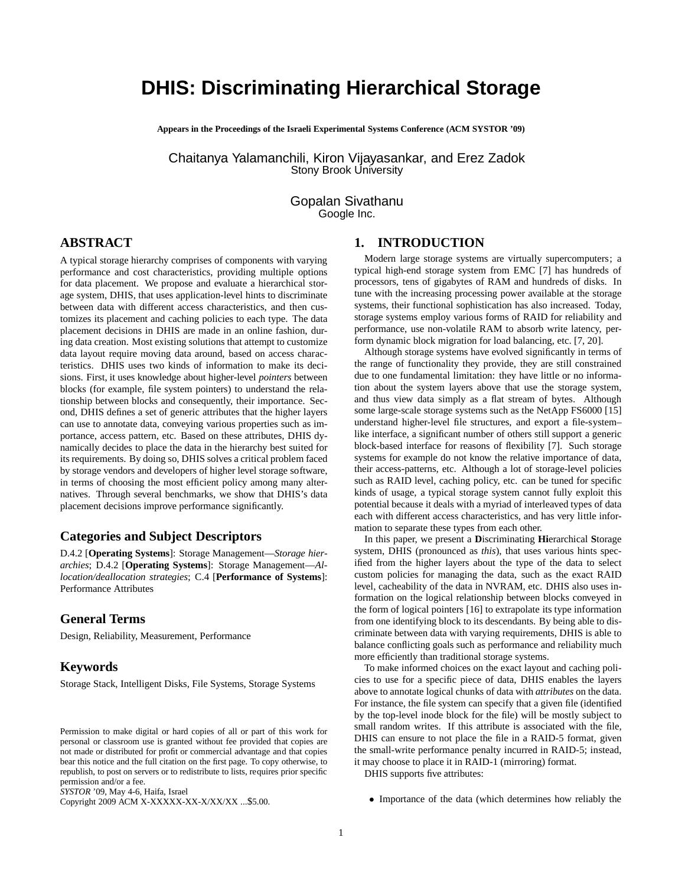# DHIS: Discriminating Hierarchical Storage

**Appears in the Proceedings of the Israeli Experimental Systems Conference (ACM SYSTOR '09)**

Chaitanya Yalamanchili, Kiron Vijayasankar, and Erez Zadok
Stony Brook University

Gopalan Sivathanu
Google Inc.

## ABSTRACT

A typical storage hierarchy comprises of components with varying performance and cost characteristics, providing multiple options for data placement. We propose and evaluate a hierarchical storage system, DHIS, that uses application-level hints to discriminate between data with different access characteristics, and then customizes its placement and caching policies to each type. The data placement decisions in DHIS are made in an online fashion, during data creation. Most existing solutions that attempt to customize data layout require moving data around, based on access characteristics. DHIS uses two kinds of information to make its decisions. First, it uses knowledge about higher-level *pointers* between blocks (for example, file system pointers) to understand the relationship between blocks and consequently, their importance. Second, DHIS defines a set of generic attributes that the higher layers can use to annotate data, conveying various properties such as importance, access pattern, etc. Based on these attributes, DHIS dynamically decides to place the data in the hierarchy best suited for its requirements. By doing so, DHIS solves a critical problem faced by storage vendors and developers of higher level storage software, in terms of choosing the most efficient policy among many alternatives. Through several benchmarks, we show that DHIS's data placement decisions improve performance significantly.

## Categories and Subject Descriptors

D.4.2 [**Operating Systems**]: Storage Management—*Storage hierarchies*; D.4.2 [**Operating Systems**]: Storage Management—*Allocation/deallocation strategies*; C.4 [**Performance of Systems**]: Performance Attributes

## General Terms

Design, Reliability, Measurement, Performance

## Keywords

Storage Stack, Intelligent Disks, File Systems, Storage Systems

Permission to make digital or hard copies of all or part of this work for personal or classroom use is granted without fee provided that copies are not made or distributed for profit or commercial advantage and that copies bear this notice and the full citation on the first page. To copy otherwise, to republish, to post on servers or to redistribute to lists, requires prior specific permission and/or a fee.
*SYSTOR* '09, May 4-6, Haifa, Israel
Copyright 2009 ACM X-XXXXX-XX-X/XX/XX ...$5.00.

## 1. INTRODUCTION

Modern large storage systems are virtually supercomputers; a typical high-end storage system from EMC [7] has hundreds of processors, tens of gigabytes of RAM and hundreds of disks. In tune with the increasing processing power available at the storage systems, their functional sophistication has also increased. Today, storage systems employ various forms of RAID for reliability and performance, use non-volatile RAM to absorb write latency, perform dynamic block migration for load balancing, etc. [7, 20].

Although storage systems have evolved significantly in terms of the range of functionality they provide, they are still constrained due to one fundamental limitation: they have little or no information about the system layers above that use the storage system, and thus view data simply as a flat stream of bytes. Although some large-scale storage systems such as the NetApp FS6000 [15] understand higher-level file structures, and export a file-system–like interface, a significant number of others still support a generic block-based interface for reasons of flexibility [7]. Such storage systems for example do not know the relative importance of data, their access-patterns, etc. Although a lot of storage-level policies such as RAID level, caching policy, etc. can be tuned for specific kinds of usage, a typical storage system cannot fully exploit this potential because it deals with a myriad of interleaved types of data each with different access characteristics, and has very little information to separate these types from each other.

In this paper, we present a **D**iscriminating **Hi**erarchical **S**torage system, DHIS (pronounced as *this*), that uses various hints specified from the higher layers about the type of the data to select custom policies for managing the data, such as the exact RAID level, cacheability of the data in NVRAM, etc. DHIS also uses information on the logical relationship between blocks conveyed in the form of logical pointers [16] to extrapolate its type information from one identifying block to its descendants. By being able to discriminate between data with varying requirements, DHIS is able to balance conflicting goals such as performance and reliability much more efficiently than traditional storage systems.

To make informed choices on the exact layout and caching policies to use for a specific piece of data, DHIS enables the layers above to annotate logical chunks of data with *attributes* on the data. For instance, the file system can specify that a given file (identified by the top-level inode block for the file) will be mostly subject to small random writes. If this attribute is associated with the file, DHIS can ensure to not place the file in a RAID-5 format, given the small-write performance penalty incurred in RAID-5; instead, it may choose to place it in RAID-1 (mirroring) format.

DHIS supports five attributes:

- Importance of the data (which determines how reliably the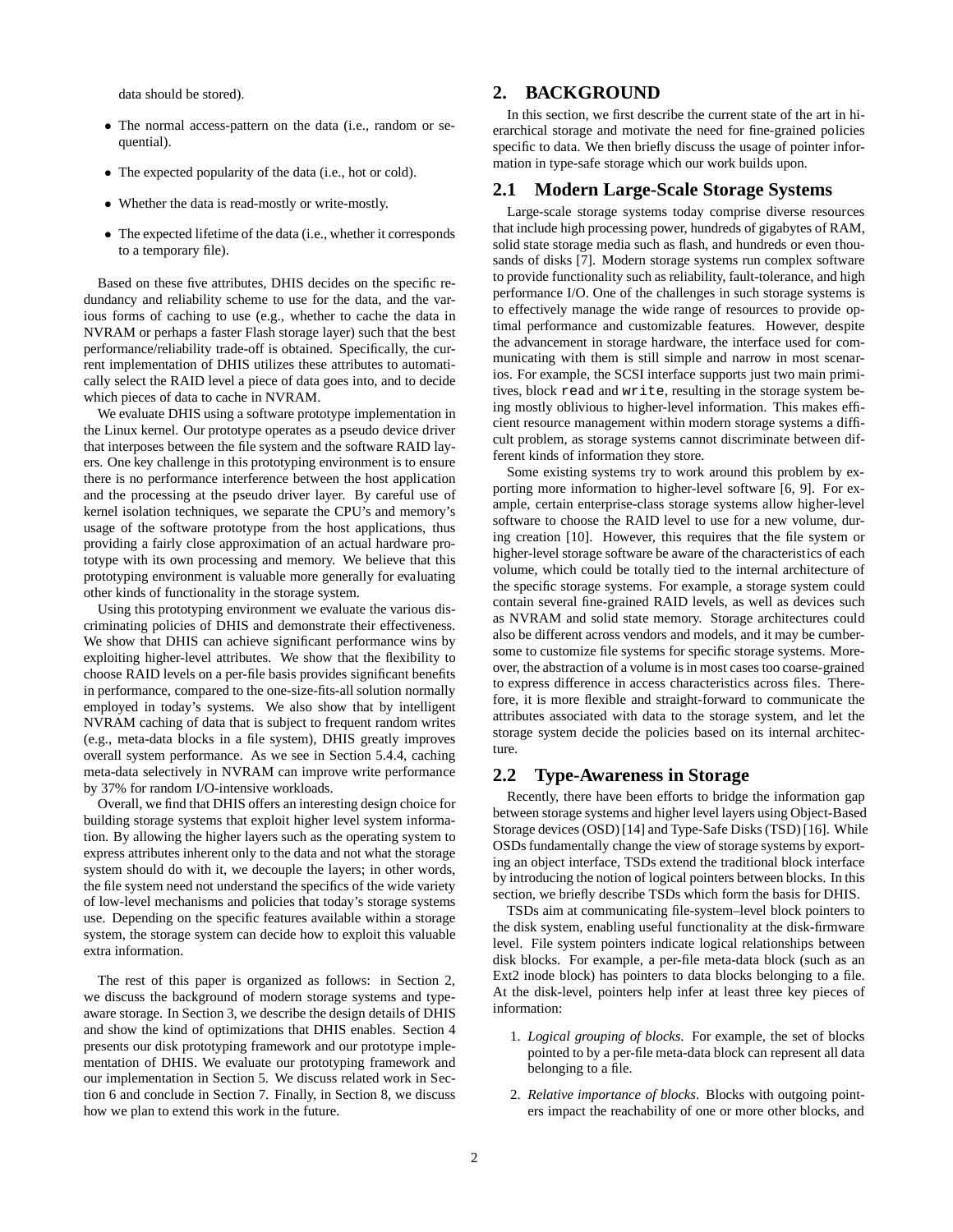data should be stored).

- The normal access-pattern on the data (i.e., random or sequential).
- The expected popularity of the data (i.e., hot or cold).
- Whether the data is read-mostly or write-mostly.
- The expected lifetime of the data (i.e., whether it corresponds to a temporary file).

Based on these five attributes, DHIS decides on the specific redundancy and reliability scheme to use for the data, and the various forms of caching to use (e.g., whether to cache the data in NVRAM or perhaps a faster Flash storage layer) such that the best performance/reliability trade-off is obtained. Specifically, the current implementation of DHIS utilizes these attributes to automatically select the RAID level a piece of data goes into, and to decide which pieces of data to cache in NVRAM.

We evaluate DHIS using a software prototype implementation in the Linux kernel. Our prototype operates as a pseudo device driver that interposes between the file system and the software RAID layers. One key challenge in this prototyping environment is to ensure there is no performance interference between the host application and the processing at the pseudo driver layer. By careful use of kernel isolation techniques, we separate the CPU's and memory's usage of the software prototype from the host applications, thus providing a fairly close approximation of an actual hardware prototype with its own processing and memory. We believe that this prototyping environment is valuable more generally for evaluating other kinds of functionality in the storage system.

Using this prototyping environment we evaluate the various discriminating policies of DHIS and demonstrate their effectiveness. We show that DHIS can achieve significant performance wins by exploiting higher-level attributes. We show that the flexibility to choose RAID levels on a per-file basis provides significant benefits in performance, compared to the one-size-fits-all solution normally employed in today's systems. We also show that by intelligent NVRAM caching of data that is subject to frequent random writes (e.g., meta-data blocks in a file system), DHIS greatly improves overall system performance. As we see in Section 5.4.4, caching meta-data selectively in NVRAM can improve write performance by 37% for random I/O-intensive workloads.

Overall, we find that DHIS offers an interesting design choice for building storage systems that exploit higher level system information. By allowing the higher layers such as the operating system to express attributes inherent only to the data and not what the storage system should do with it, we decouple the layers; in other words, the file system need not understand the specifics of the wide variety of low-level mechanisms and policies that today's storage systems use. Depending on the specific features available within a storage system, the storage system can decide how to exploit this valuable extra information.

The rest of this paper is organized as follows: in Section 2, we discuss the background of modern storage systems and type-aware storage. In Section 3, we describe the design details of DHIS and show the kind of optimizations that DHIS enables. Section 4 presents our disk prototyping framework and our prototype implementation of DHIS. We evaluate our prototyping framework and our implementation in Section 5. We discuss related work in Section 6 and conclude in Section 7. Finally, in Section 8, we discuss how we plan to extend this work in the future.

# 2. BACKGROUND

In this section, we first describe the current state of the art in hierarchical storage and motivate the need for fine-grained policies specific to data. We then briefly discuss the usage of pointer information in type-safe storage which our work builds upon.

## 2.1 Modern Large-Scale Storage Systems

Large-scale storage systems today comprise diverse resources that include high processing power, hundreds of gigabytes of RAM, solid state storage media such as flash, and hundreds or even thousands of disks [7]. Modern storage systems run complex software to provide functionality such as reliability, fault-tolerance, and high performance I/O. One of the challenges in such storage systems is to effectively manage the wide range of resources to provide optimal performance and customizable features. However, despite the advancement in storage hardware, the interface used for communicating with them is still simple and narrow in most scenarios. For example, the SCSI interface supports just two main primitives, block `read` and `write`, resulting in the storage system being mostly oblivious to higher-level information. This makes efficient resource management within modern storage systems a difficult problem, as storage systems cannot discriminate between different kinds of information they store.

Some existing systems try to work around this problem by exporting more information to higher-level software [6, 9]. For example, certain enterprise-class storage systems allow higher-level software to choose the RAID level to use for a new volume, during creation [10]. However, this requires that the file system or higher-level storage software be aware of the characteristics of each volume, which could be totally tied to the internal architecture of the specific storage systems. For example, a storage system could contain several fine-grained RAID levels, as well as devices such as NVRAM and solid state memory. Storage architectures could also be different across vendors and models, and it may be cumbersome to customize file systems for specific storage systems. Moreover, the abstraction of a volume is in most cases too coarse-grained to express difference in access characteristics across files. Therefore, it is more flexible and straight-forward to communicate the attributes associated with data to the storage system, and let the storage system decide the policies based on its internal architecture.

## 2.2 Type-Awareness in Storage

Recently, there have been efforts to bridge the information gap between storage systems and higher level layers using Object-Based Storage devices (OSD) [14] and Type-Safe Disks (TSD) [16]. While OSDs fundamentally change the view of storage systems by exporting an object interface, TSDs extend the traditional block interface by introducing the notion of logical pointers between blocks. In this section, we briefly describe TSDs which form the basis for DHIS.

TSDs aim at communicating file-system–level block pointers to the disk system, enabling useful functionality at the disk-firmware level. File system pointers indicate logical relationships between disk blocks. For example, a per-file meta-data block (such as an Ext2 inode block) has pointers to data blocks belonging to a file. At the disk-level, pointers help infer at least three key pieces of information:

1. *Logical grouping of blocks*. For example, the set of blocks pointed to by a per-file meta-data block can represent all data belonging to a file.
2. *Relative importance of blocks*. Blocks with outgoing pointers impact the reachability of one or more other blocks, and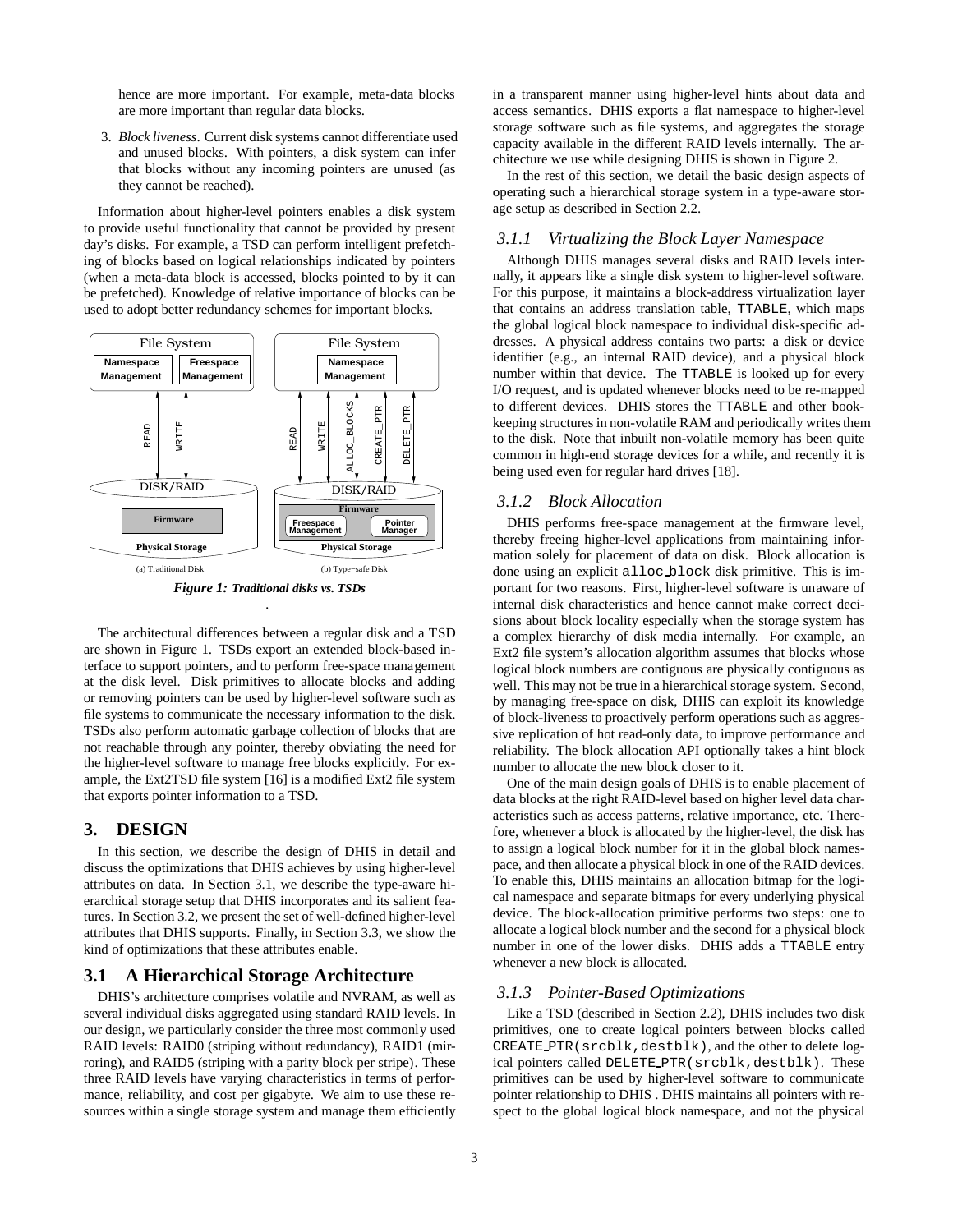hence are more important. For example, meta-data blocks are more important than regular data blocks.

3. *Block liveness*. Current disk systems cannot differentiate used and unused blocks. With pointers, a disk system can infer that blocks without any incoming pointers are unused (as they cannot be reached).

Information about higher-level pointers enables a disk system to provide useful functionality that cannot be provided by present day's disks. For example, a TSD can perform intelligent prefetching of blocks based on logical relationships indicated by pointers (when a meta-data block is accessed, blocks pointed to by it can be prefetched). Knowledge of relative importance of blocks can be used to adopt better redundancy schemes for important blocks.

***Figure 1:*** ***Traditional disks vs. TSDs***

The architectural differences between a regular disk and a TSD are shown in Figure 1. TSDs export an extended block-based interface to support pointers, and to perform free-space management at the disk level. Disk primitives to allocate blocks and adding or removing pointers can be used by higher-level software such as file systems to communicate the necessary information to the disk. TSDs also perform automatic garbage collection of blocks that are not reachable through any pointer, thereby obviating the need for the higher-level software to manage free blocks explicitly. For example, the Ext2TSD file system [16] is a modified Ext2 file system that exports pointer information to a TSD.

# 3. DESIGN

In this section, we describe the design of DHIS in detail and discuss the optimizations that DHIS achieves by using higher-level attributes on data. In Section 3.1, we describe the type-aware hierarchical storage setup that DHIS incorporates and its salient features. In Section 3.2, we present the set of well-defined higher-level attributes that DHIS supports. Finally, in Section 3.3, we show the kind of optimizations that these attributes enable.

## 3.1 A Hierarchical Storage Architecture

DHIS's architecture comprises volatile and NVRAM, as well as several individual disks aggregated using standard RAID levels. In our design, we particularly consider the three most commonly used RAID levels: RAID0 (striping without redundancy), RAID1 (mirroring), and RAID5 (striping with a parity block per stripe). These three RAID levels have varying characteristics in terms of performance, reliability, and cost per gigabyte. We aim to use these resources within a single storage system and manage them efficiently in a transparent manner using higher-level hints about data and access semantics. DHIS exports a flat namespace to higher-level storage software such as file systems, and aggregates the storage capacity available in the different RAID levels internally. The architecture we use while designing DHIS is shown in Figure 2.

In the rest of this section, we detail the basic design aspects of operating such a hierarchical storage system in a type-aware storage setup as described in Section 2.2.

### *3.1.1 Virtualizing the Block Layer Namespace*

Although DHIS manages several disks and RAID levels internally, it appears like a single disk system to higher-level software. For this purpose, it maintains a block-address virtualization layer that contains an address translation table, `TTABLE`, which maps the global logical block namespace to individual disk-specific addresses. A physical address contains two parts: a disk or device identifier (e.g., an internal RAID device), and a physical block number within that device. The `TTABLE` is looked up for every I/O request, and is updated whenever blocks need to be re-mapped to different devices. DHIS stores the `TTABLE` and other bookkeeping structures in non-volatile RAM and periodically writes them to the disk. Note that inbuilt non-volatile memory has been quite common in high-end storage devices for a while, and recently it is being used even for regular hard drives [18].

### *3.1.2 Block Allocation*

DHIS performs free-space management at the firmware level, thereby freeing higher-level applications from maintaining information solely for placement of data on disk. Block allocation is done using an explicit `alloc_block` disk primitive. This is important for two reasons. First, higher-level software is unaware of internal disk characteristics and hence cannot make correct decisions about block locality especially when the storage system has a complex hierarchy of disk media internally. For example, an Ext2 file system's allocation algorithm assumes that blocks whose logical block numbers are contiguous are physically contiguous as well. This may not be true in a hierarchical storage system. Second, by managing free-space on disk, DHIS can exploit its knowledge of block-liveness to proactively perform operations such as aggressive replication of hot read-only data, to improve performance and reliability. The block allocation API optionally takes a hint block number to allocate the new block closer to it.

One of the main design goals of DHIS is to enable placement of data blocks at the right RAID-level based on higher level data characteristics such as access patterns, relative importance, etc. Therefore, whenever a block is allocated by the higher-level, the disk has to assign a logical block number for it in the global block namespace, and then allocate a physical block in one of the RAID devices. To enable this, DHIS maintains an allocation bitmap for the logical namespace and separate bitmaps for every underlying physical device. The block-allocation primitive performs two steps: one to allocate a logical block number and the second for a physical block number in one of the lower disks. DHIS adds a `TTABLE` entry whenever a new block is allocated.

### *3.1.3 Pointer-Based Optimizations*

Like a TSD (described in Section 2.2), DHIS includes two disk primitives, one to create logical pointers between blocks called `CREATE_PTR(srcblk,destblk)`, and the other to delete logical pointers called `DELETE_PTR(srcblk,destblk)`. These primitives can be used by higher-level software to communicate pointer relationship to DHIS . DHIS maintains all pointers with respect to the global logical block namespace, and not the physical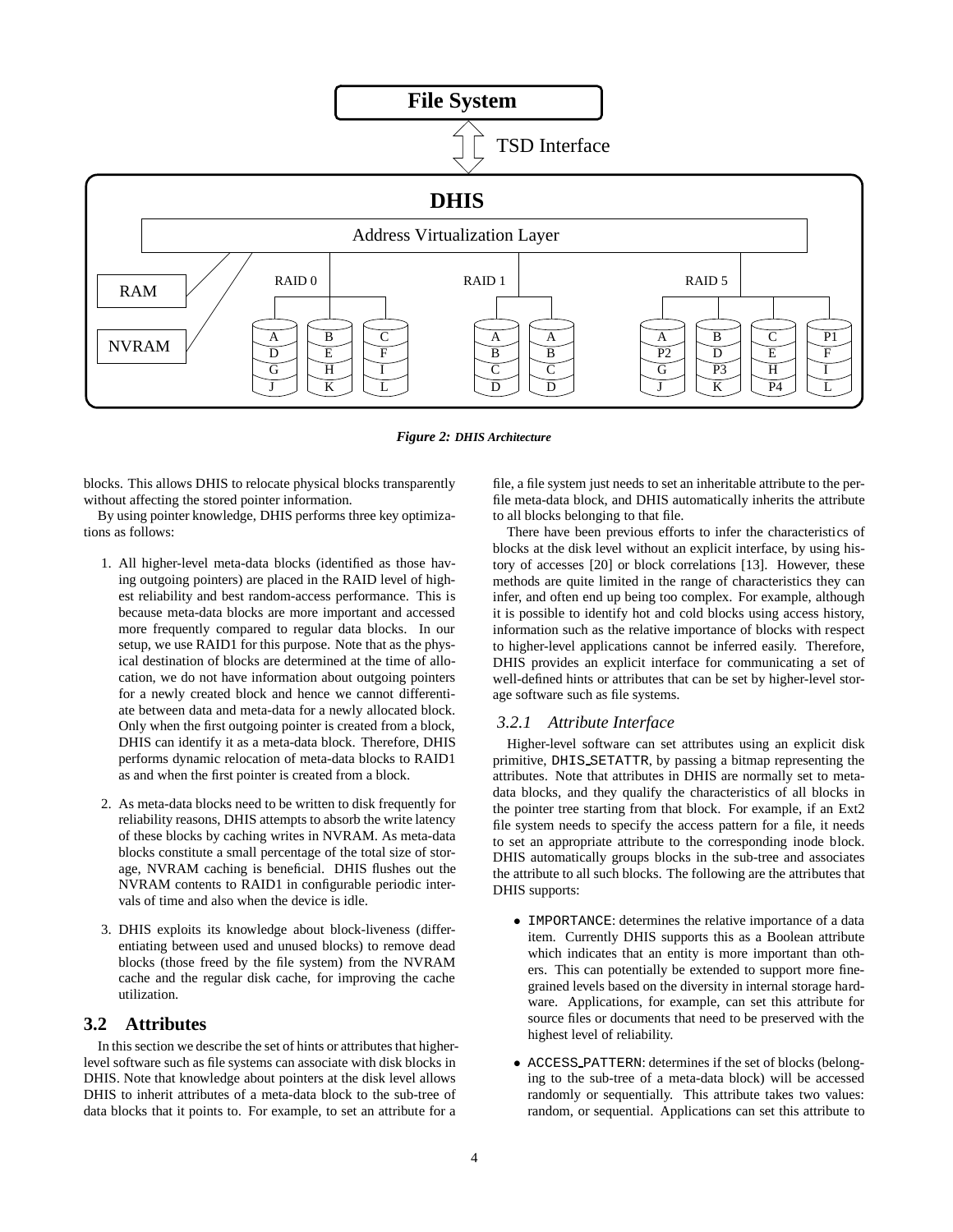**Figure 2:** *DHIS Architecture*

blocks. This allows DHIS to relocate physical blocks transparently without affecting the stored pointer information.

By using pointer knowledge, DHIS performs three key optimizations as follows:

1. All higher-level meta-data blocks (identified as those having outgoing pointers) are placed in the RAID level of highest reliability and best random-access performance. This is because meta-data blocks are more important and accessed more frequently compared to regular data blocks. In our setup, we use RAID1 for this purpose. Note that as the physical destination of blocks are determined at the time of allocation, we do not have information about outgoing pointers for a newly created block and hence we cannot differentiate between data and meta-data for a newly allocated block. Only when the first outgoing pointer is created from a block, DHIS can identify it as a meta-data block. Therefore, DHIS performs dynamic relocation of meta-data blocks to RAID1 as and when the first pointer is created from a block.

2. As meta-data blocks need to be written to disk frequently for reliability reasons, DHIS attempts to absorb the write latency of these blocks by caching writes in NVRAM. As meta-data blocks constitute a small percentage of the total size of storage, NVRAM caching is beneficial. DHIS flushes out the NVRAM contents to RAID1 in configurable periodic intervals of time and also when the device is idle.

3. DHIS exploits its knowledge about block-liveness (differentiating between used and unused blocks) to remove dead blocks (those freed by the file system) from the NVRAM cache and the regular disk cache, for improving the cache utilization.

## 3.2 Attributes

In this section we describe the set of hints or attributes that higher-level software such as file systems can associate with disk blocks in DHIS. Note that knowledge about pointers at the disk level allows DHIS to inherit attributes of a meta-data block to the sub-tree of data blocks that it points to. For example, to set an attribute for a file, a file system just needs to set an inheritable attribute to the per-file meta-data block, and DHIS automatically inherits the attribute to all blocks belonging to that file.

There have been previous efforts to infer the characteristics of blocks at the disk level without an explicit interface, by using history of accesses [20] or block correlations [13]. However, these methods are quite limited in the range of characteristics they can infer, and often end up being too complex. For example, although it is possible to identify hot and cold blocks using access history, information such as the relative importance of blocks with respect to higher-level applications cannot be inferred easily. Therefore, DHIS provides an explicit interface for communicating a set of well-defined hints or attributes that can be set by higher-level storage software such as file systems.

### 3.2.1 Attribute Interface

Higher-level software can set attributes using an explicit disk primitive, `DHIS_SETATTR`, by passing a bitmap representing the attributes. Note that attributes in DHIS are normally set to meta-data blocks, and they qualify the characteristics of all blocks in the pointer tree starting from that block. For example, if an Ext2 file system needs to specify the access pattern for a file, it needs to set an appropriate attribute to the corresponding inode block. DHIS automatically groups blocks in the sub-tree and associates the attribute to all such blocks. The following are the attributes that DHIS supports:

- `IMPORTANCE`: determines the relative importance of a data item. Currently DHIS supports this as a Boolean attribute which indicates that an entity is more important than others. This can potentially be extended to support more fine-grained levels based on the diversity in internal storage hardware. Applications, for example, can set this attribute for source files or documents that need to be preserved with the highest level of reliability.

- `ACCESS_PATTERN`: determines if the set of blocks (belonging to the sub-tree of a meta-data block) will be accessed randomly or sequentially. This attribute takes two values: random, or sequential. Applications can set this attribute to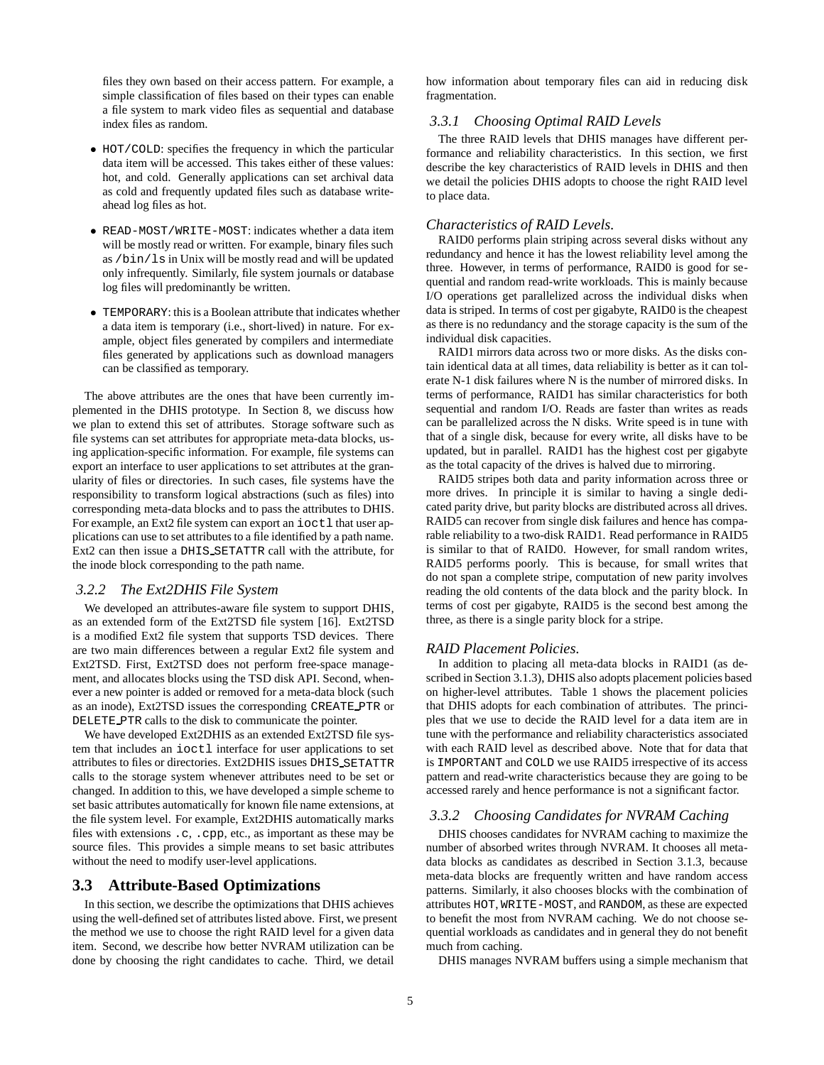files they own based on their access pattern. For example, a simple classification of files based on their types can enable a file system to mark video files as sequential and database index files as random.

- `HOT/COLD`: specifies the frequency in which the particular data item will be accessed. This takes either of these values: hot, and cold. Generally applications can set archival data as cold and frequently updated files such as database write-ahead log files as hot.
- `READ-MOST/WRITE-MOST`: indicates whether a data item will be mostly read or written. For example, binary files such as `/bin/ls` in Unix will be mostly read and will be updated only infrequently. Similarly, file system journals or database log files will predominantly be written.
- `TEMPORARY`: this is a Boolean attribute that indicates whether a data item is temporary (i.e., short-lived) in nature. For example, object files generated by compilers and intermediate files generated by applications such as download managers can be classified as temporary.

The above attributes are the ones that have been currently implemented in the DHIS prototype. In Section 8, we discuss how we plan to extend this set of attributes. Storage software such as file systems can set attributes for appropriate meta-data blocks, using application-specific information. For example, file systems can export an interface to user applications to set attributes at the granularity of files or directories. In such cases, file systems have the responsibility to transform logical abstractions (such as files) into corresponding meta-data blocks and to pass the attributes to DHIS. For example, an Ext2 file system can export an `ioctl` that user applications can use to set attributes to a file identified by a path name. Ext2 can then issue a `DHIS_SETATTR` call with the attribute, for the inode block corresponding to the path name.

### 3.2.2 The Ext2DHIS File System

We developed an attributes-aware file system to support DHIS, as an extended form of the Ext2TSD file system [16]. Ext2TSD is a modified Ext2 file system that supports TSD devices. There are two main differences between a regular Ext2 file system and Ext2TSD. First, Ext2TSD does not perform free-space management, and allocates blocks using the TSD disk API. Second, whenever a new pointer is added or removed for a meta-data block (such as an inode), Ext2TSD issues the corresponding `CREATE_PTR` or `DELETE_PTR` calls to the disk to communicate the pointer.

We have developed Ext2DHIS as an extended Ext2TSD file system that includes an `ioctl` interface for user applications to set attributes to files or directories. Ext2DHIS issues `DHIS_SETATTR` calls to the storage system whenever attributes need to be set or changed. In addition to this, we have developed a simple scheme to set basic attributes automatically for known file name extensions, at the file system level. For example, Ext2DHIS automatically marks files with extensions `.c`, `.cpp`, etc., as important as these may be source files. This provides a simple means to set basic attributes without the need to modify user-level applications.

## 3.3 Attribute-Based Optimizations

In this section, we describe the optimizations that DHIS achieves using the well-defined set of attributes listed above. First, we present the method we use to choose the right RAID level for a given data item. Second, we describe how better NVRAM utilization can be done by choosing the right candidates to cache. Third, we detail how information about temporary files can aid in reducing disk fragmentation.

### 3.3.1 Choosing Optimal RAID Levels

The three RAID levels that DHIS manages have different performance and reliability characteristics. In this section, we first describe the key characteristics of RAID levels in DHIS and then we detail the policies DHIS adopts to choose the right RAID level to place data.

*Characteristics of RAID Levels.*

RAID0 performs plain striping across several disks without any redundancy and hence it has the lowest reliability level among the three. However, in terms of performance, RAID0 is good for sequential and random read-write workloads. This is mainly because I/O operations get parallelized across the individual disks when data is striped. In terms of cost per gigabyte, RAID0 is the cheapest as there is no redundancy and the storage capacity is the sum of the individual disk capacities.

RAID1 mirrors data across two or more disks. As the disks contain identical data at all times, data reliability is better as it can tolerate N-1 disk failures where N is the number of mirrored disks. In terms of performance, RAID1 has similar characteristics for both sequential and random I/O. Reads are faster than writes as reads can be parallelized across the N disks. Write speed is in tune with that of a single disk, because for every write, all disks have to be updated, but in parallel. RAID1 has the highest cost per gigabyte as the total capacity of the drives is halved due to mirroring.

RAID5 stripes both data and parity information across three or more drives. In principle it is similar to having a single dedicated parity drive, but parity blocks are distributed across all drives. RAID5 can recover from single disk failures and hence has comparable reliability to a two-disk RAID1. Read performance in RAID5 is similar to that of RAID0. However, for small random writes, RAID5 performs poorly. This is because, for small writes that do not span a complete stripe, computation of new parity involves reading the old contents of the data block and the parity block. In terms of cost per gigabyte, RAID5 is the second best among the three, as there is a single parity block for a stripe.

*RAID Placement Policies.*

In addition to placing all meta-data blocks in RAID1 (as described in Section 3.1.3), DHIS also adopts placement policies based on higher-level attributes. Table 1 shows the placement policies that DHIS adopts for each combination of attributes. The principles that we use to decide the RAID level for a data item are in tune with the performance and reliability characteristics associated with each RAID level as described above. Note that for data that is `IMPORTANT` and `COLD` we use RAID5 irrespective of its access pattern and read-write characteristics because they are going to be accessed rarely and hence performance is not a significant factor.

### 3.3.2 Choosing Candidates for NVRAM Caching

DHIS chooses candidates for NVRAM caching to maximize the number of absorbed writes through NVRAM. It chooses all meta-data blocks as candidates as described in Section 3.1.3, because meta-data blocks are frequently written and have random access patterns. Similarly, it also chooses blocks with the combination of attributes `HOT`, `WRITE-MOST`, and `RANDOM`, as these are expected to benefit the most from NVRAM caching. We do not choose sequential workloads as candidates and in general they do not benefit much from caching.

DHIS manages NVRAM buffers using a simple mechanism that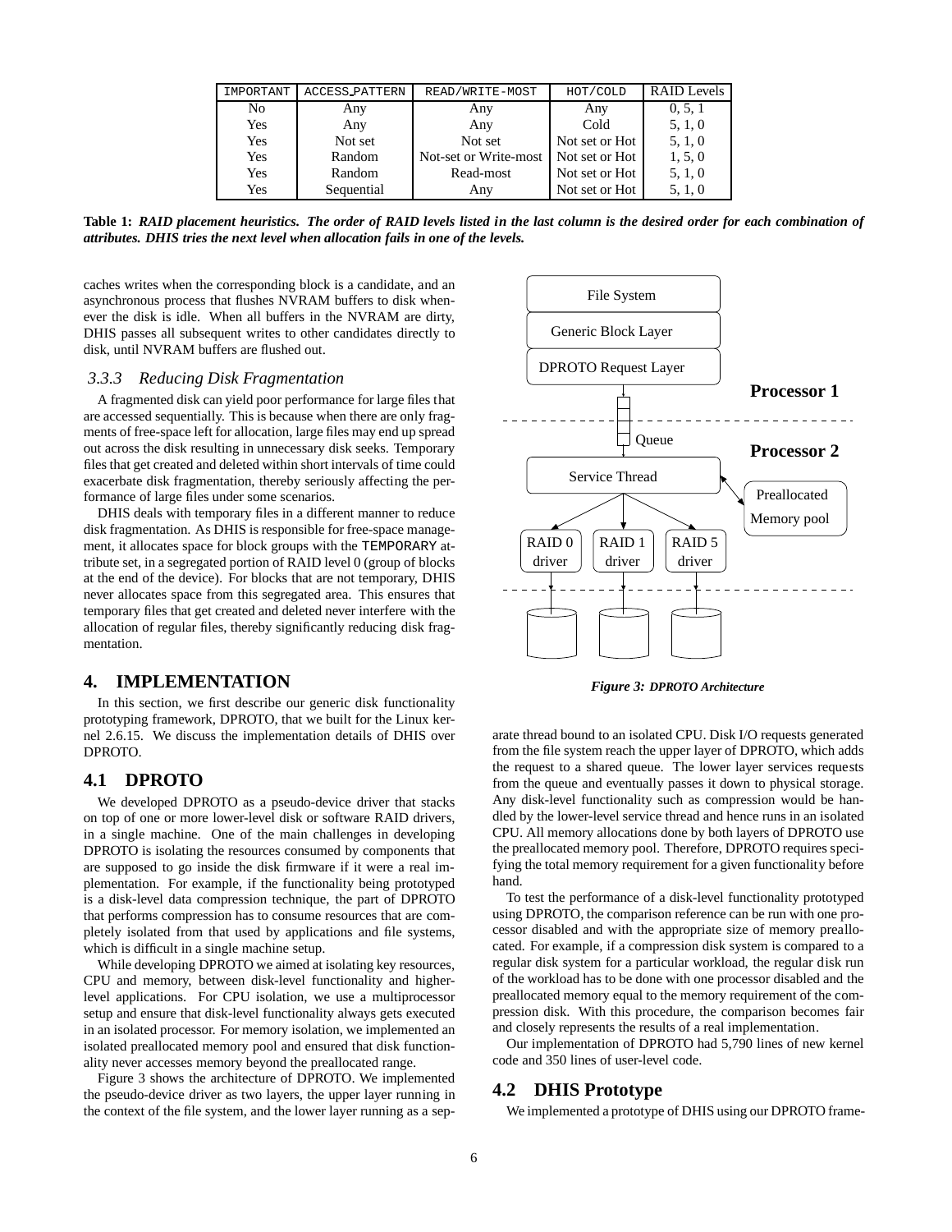| IMPORTANT | ACCESS_PATTERN | READ/WRITE-MOST | HOT/COLD | RAID Levels |
|---|---|---|---|---|
| No | Any | Any | Any | 0, 5, 1 |
| Yes | Any | Any | Cold | 5, 1, 0 |
| Yes | Not set | Not set | Not set or Hot | 5, 1, 0 |
| Yes | Random | Not-set or Write-most | Not set or Hot | 1, 5, 0 |
| Yes | Random | Read-most | Not set or Hot | 5, 1, 0 |
| Yes | Sequential | Any | Not set or Hot | 5, 1, 0 |

**Table 1:** ***RAID placement heuristics. The order of RAID levels listed in the last column is the desired order for each combination of attributes. DHIS tries the next level when allocation fails in one of the levels.***

caches writes when the corresponding block is a candidate, and an asynchronous process that flushes NVRAM buffers to disk whenever the disk is idle. When all buffers in the NVRAM are dirty, DHIS passes all subsequent writes to other candidates directly to disk, until NVRAM buffers are flushed out.

### 3.3.3 Reducing Disk Fragmentation

A fragmented disk can yield poor performance for large files that are accessed sequentially. This is because when there are only fragments of free-space left for allocation, large files may end up spread out across the disk resulting in unnecessary disk seeks. Temporary files that get created and deleted within short intervals of time could exacerbate disk fragmentation, thereby seriously affecting the performance of large files under some scenarios.

DHIS deals with temporary files in a different manner to reduce disk fragmentation. As DHIS is responsible for free-space management, it allocates space for block groups with the TEMPORARY attribute set, in a segregated portion of RAID level 0 (group of blocks at the end of the device). For blocks that are not temporary, DHIS never allocates space from this segregated area. This ensures that temporary files that get created and deleted never interfere with the allocation of regular files, thereby significantly reducing disk fragmentation.

# 4. IMPLEMENTATION

In this section, we first describe our generic disk functionality prototyping framework, DPROTO, that we built for the Linux kernel 2.6.15. We discuss the implementation details of DHIS over DPROTO.

## 4.1 DPROTO

We developed DPROTO as a pseudo-device driver that stacks on top of one or more lower-level disk or software RAID drivers, in a single machine. One of the main challenges in developing DPROTO is isolating the resources consumed by components that are supposed to go inside the disk firmware if it were a real implementation. For example, if the functionality being prototyped is a disk-level data compression technique, the part of DPROTO that performs compression has to consume resources that are completely isolated from that used by applications and file systems, which is difficult in a single machine setup.

While developing DPROTO we aimed at isolating key resources, CPU and memory, between disk-level functionality and higher-level applications. For CPU isolation, we use a multiprocessor setup and ensure that disk-level functionality always gets executed in an isolated processor. For memory isolation, we implemented an isolated preallocated memory pool and ensured that disk functionality never accesses memory beyond the preallocated range.

Figure 3 shows the architecture of DPROTO. We implemented the pseudo-device driver as two layers, the upper layer running in the context of the file system, and the lower layer running as a separate thread bound to an isolated CPU. Disk I/O requests generated from the file system reach the upper layer of DPROTO, which adds the request to a shared queue. The lower layer services requests from the queue and eventually passes it down to physical storage. Any disk-level functionality such as compression would be handled by the lower-level service thread and hence runs in an isolated CPU. All memory allocations done by both layers of DPROTO use the preallocated memory pool. Therefore, DPROTO requires specifying the total memory requirement for a given functionality before hand.

*Figure 3: DPROTO Architecture*

To test the performance of a disk-level functionality prototyped using DPROTO, the comparison reference can be run with one processor disabled and with the appropriate size of memory preallocated. For example, if a compression disk system is compared to a regular disk system for a particular workload, the regular disk run of the workload has to be done with one processor disabled and the preallocated memory equal to the memory requirement of the compression disk. With this procedure, the comparison becomes fair and closely represents the results of a real implementation.

Our implementation of DPROTO had 5,790 lines of new kernel code and 350 lines of user-level code.

## 4.2 DHIS Prototype

We implemented a prototype of DHIS using our DPROTO frame-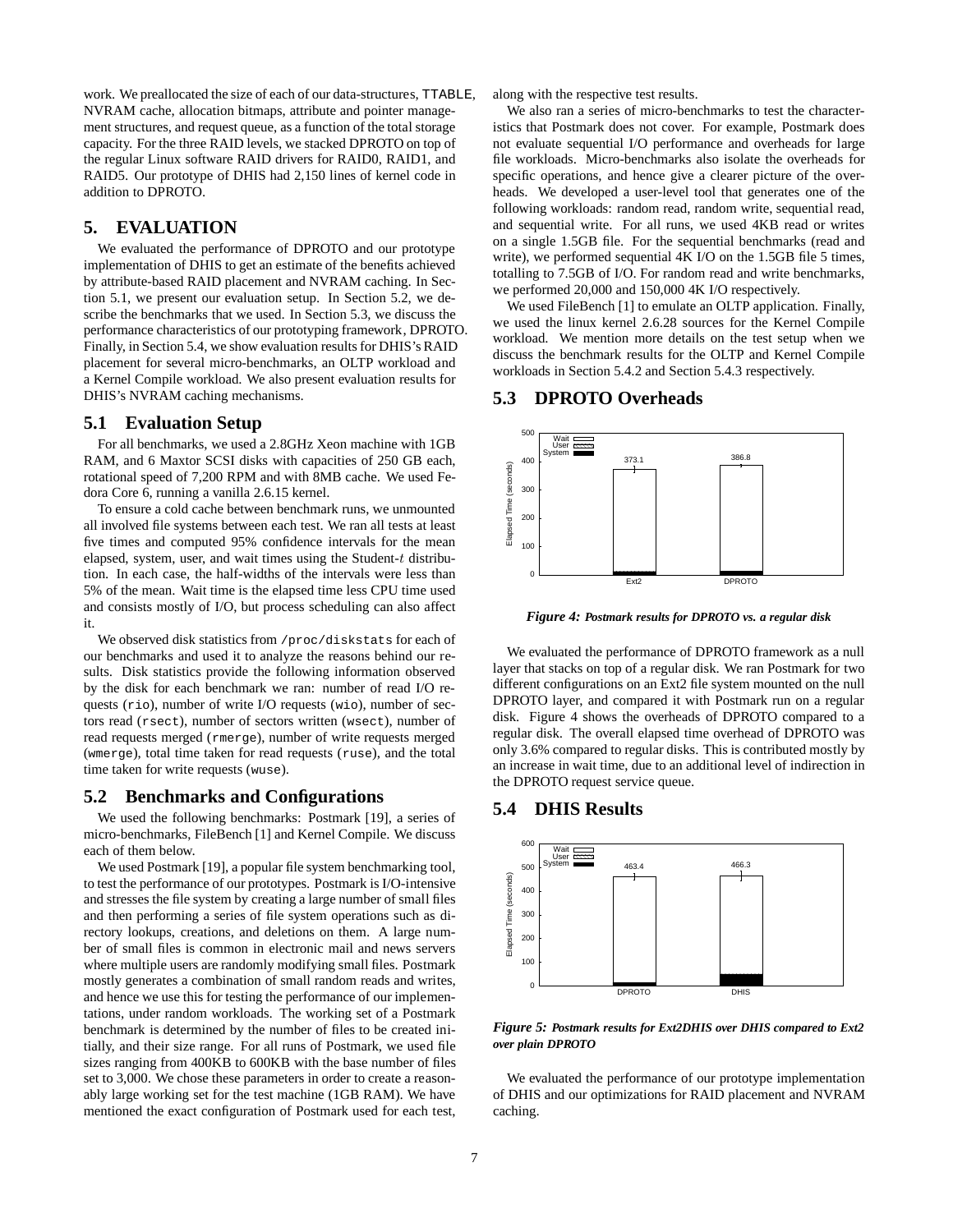work. We preallocated the size of each of our data-structures, TTABLE, NVRAM cache, allocation bitmaps, attribute and pointer management structures, and request queue, as a function of the total storage capacity. For the three RAID levels, we stacked DPROTO on top of the regular Linux software RAID drivers for RAID0, RAID1, and RAID5. Our prototype of DHIS had 2,150 lines of kernel code in addition to DPROTO.

## 5. EVALUATION

We evaluated the performance of DPROTO and our prototype implementation of DHIS to get an estimate of the benefits achieved by attribute-based RAID placement and NVRAM caching. In Section 5.1, we present our evaluation setup. In Section 5.2, we describe the benchmarks that we used. In Section 5.3, we discuss the performance characteristics of our prototyping framework, DPROTO. Finally, in Section 5.4, we show evaluation results for DHIS's RAID placement for several micro-benchmarks, an OLTP workload and a Kernel Compile workload. We also present evaluation results for DHIS's NVRAM caching mechanisms.

### 5.1 Evaluation Setup

For all benchmarks, we used a 2.8GHz Xeon machine with 1GB RAM, and 6 Maxtor SCSI disks with capacities of 250 GB each, rotational speed of 7,200 RPM and with 8MB cache. We used Fedora Core 6, running a vanilla 2.6.15 kernel.

To ensure a cold cache between benchmark runs, we unmounted all involved file systems between each test. We ran all tests at least five times and computed 95% confidence intervals for the mean elapsed, system, user, and wait times using the Student-$t$ distribution. In each case, the half-widths of the intervals were less than 5% of the mean. Wait time is the elapsed time less CPU time used and consists mostly of I/O, but process scheduling can also affect it.

We observed disk statistics from /proc/diskstats for each of our benchmarks and used it to analyze the reasons behind our results. Disk statistics provide the following information observed by the disk for each benchmark we ran: number of read I/O requests (rio), number of write I/O requests (wio), number of sectors read (rsect), number of sectors written (wsect), number of read requests merged (rmerge), number of write requests merged (wmerge), total time taken for read requests (ruse), and the total time taken for write requests (wuse).

### 5.2 Benchmarks and Configurations

We used the following benchmarks: Postmark [19], a series of micro-benchmarks, FileBench [1] and Kernel Compile. We discuss each of them below.

We used Postmark [19], a popular file system benchmarking tool, to test the performance of our prototypes. Postmark is I/O-intensive and stresses the file system by creating a large number of small files and then performing a series of file system operations such as directory lookups, creations, and deletions on them. A large number of small files is common in electronic mail and news servers where multiple users are randomly modifying small files. Postmark mostly generates a combination of small random reads and writes, and hence we use this for testing the performance of our implementations, under random workloads. The working set of a Postmark benchmark is determined by the number of files to be created initially, and their size range. For all runs of Postmark, we used file sizes ranging from 400KB to 600KB with the base number of files set to 3,000. We chose these parameters in order to create a reasonably large working set for the test machine (1GB RAM). We have mentioned the exact configuration of Postmark used for each test, along with the respective test results.

We also ran a series of micro-benchmarks to test the characteristics that Postmark does not cover. For example, Postmark does not evaluate sequential I/O performance and overheads for large file workloads. Micro-benchmarks also isolate the overheads for specific operations, and hence give a clearer picture of the overheads. We developed a user-level tool that generates one of the following workloads: random read, random write, sequential read, and sequential write. For all runs, we used 4KB read or writes on a single 1.5GB file. For the sequential benchmarks (read and write), we performed sequential 4K I/O on the 1.5GB file 5 times, totalling to 7.5GB of I/O. For random read and write benchmarks, we performed 20,000 and 150,000 4K I/O respectively.

We used FileBench [1] to emulate an OLTP application. Finally, we used the linux kernel 2.6.28 sources for the Kernel Compile workload. We mention more details on the test setup when we discuss the benchmark results for the OLTP and Kernel Compile workloads in Section 5.4.2 and Section 5.4.3 respectively.

### 5.3 DPROTO Overheads

*Figure 4: Postmark results for DPROTO vs. a regular disk*

We evaluated the performance of DPROTO framework as a null layer that stacks on top of a regular disk. We ran Postmark for two different configurations on an Ext2 file system mounted on the null DPROTO layer, and compared it with Postmark run on a regular disk. Figure 4 shows the overheads of DPROTO compared to a regular disk. The overall elapsed time overhead of DPROTO was only 3.6% compared to regular disks. This is contributed mostly by an increase in wait time, due to an additional level of indirection in the DPROTO request service queue.

### 5.4 DHIS Results

*Figure 5: Postmark results for Ext2DHIS over DHIS compared to Ext2 over plain DPROTO*

We evaluated the performance of our prototype implementation of DHIS and our optimizations for RAID placement and NVRAM caching.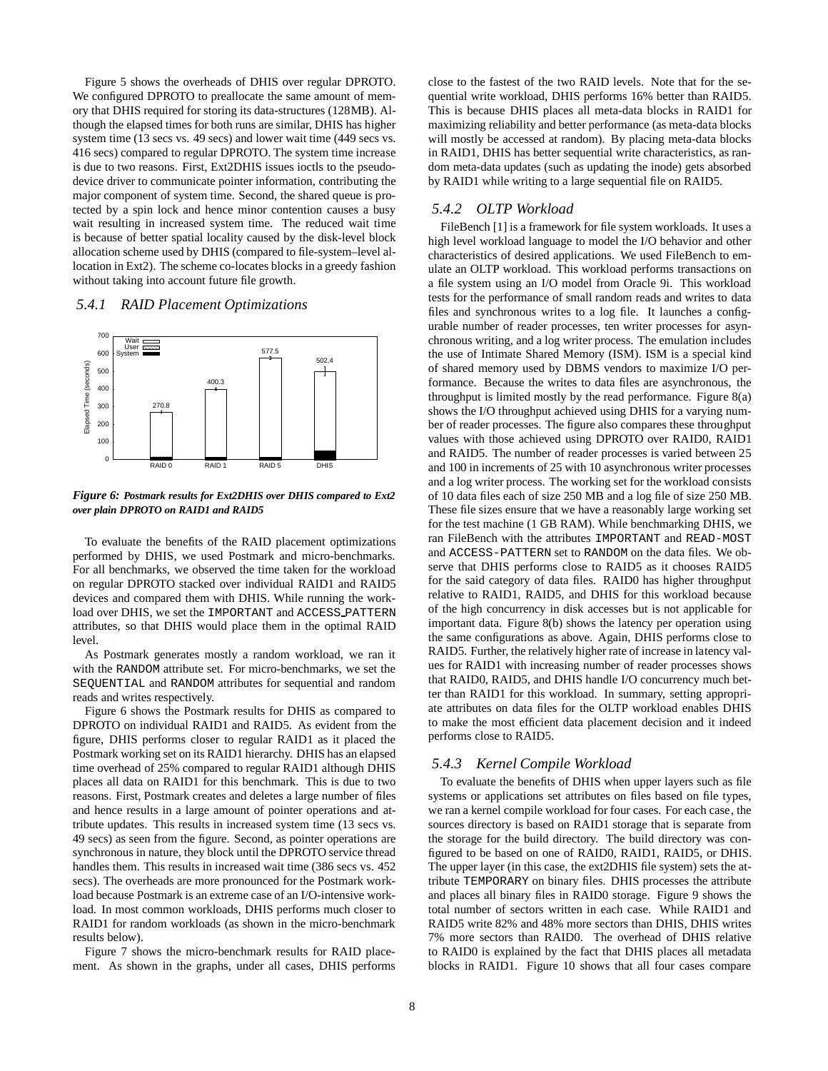Figure 5 shows the overheads of DHIS over regular DPROTO. We configured DPROTO to preallocate the same amount of memory that DHIS required for storing its data-structures (128MB). Although the elapsed times for both runs are similar, DHIS has higher system time (13 secs vs. 49 secs) and lower wait time (449 secs vs. 416 secs) compared to regular DPROTO. The system time increase is due to two reasons. First, Ext2DHIS issues ioctls to the pseudo-device driver to communicate pointer information, contributing the major component of system time. Second, the shared queue is protected by a spin lock and hence minor contention causes a busy wait resulting in increased system time. The reduced wait time is because of better spatial locality caused by the disk-level block allocation scheme used by DHIS (compared to file-system–level allocation in Ext2). The scheme co-locates blocks in a greedy fashion without taking into account future file growth.

### 5.4.1 RAID Placement Optimizations

*Figure 6: Postmark results for Ext2DHIS over DHIS compared to Ext2 over plain DPROTO on RAID1 and RAID5*

To evaluate the benefits of the RAID placement optimizations performed by DHIS, we used Postmark and micro-benchmarks. For all benchmarks, we observed the time taken for the workload on regular DPROTO stacked over individual RAID1 and RAID5 devices and compared them with DHIS. While running the workload over DHIS, we set the IMPORTANT and ACCESS_PATTERN attributes, so that DHIS would place them in the optimal RAID level.

As Postmark generates mostly a random workload, we ran it with the RANDOM attribute set. For micro-benchmarks, we set the SEQUENTIAL and RANDOM attributes for sequential and random reads and writes respectively.

Figure 6 shows the Postmark results for DHIS as compared to DPROTO on individual RAID1 and RAID5. As evident from the figure, DHIS performs closer to regular RAID1 as it placed the Postmark working set on its RAID1 hierarchy. DHIS has an elapsed time overhead of 25% compared to regular RAID1 although DHIS places all data on RAID1 for this benchmark. This is due to two reasons. First, Postmark creates and deletes a large number of files and hence results in a large amount of pointer operations and attribute updates. This results in increased system time (13 secs vs. 49 secs) as seen from the figure. Second, as pointer operations are synchronous in nature, they block until the DPROTO service thread handles them. This results in increased wait time (386 secs vs. 452 secs). The overheads are more pronounced for the Postmark workload because Postmark is an extreme case of an I/O-intensive workload. In most common workloads, DHIS performs much closer to RAID1 for random workloads (as shown in the micro-benchmark results below).

Figure 7 shows the micro-benchmark results for RAID placement. As shown in the graphs, under all cases, DHIS performs close to the fastest of the two RAID levels. Note that for the sequential write workload, DHIS performs 16% better than RAID5. This is because DHIS places all meta-data blocks in RAID1 for maximizing reliability and better performance (as meta-data blocks will mostly be accessed at random). By placing meta-data blocks in RAID1, DHIS has better sequential write characteristics, as random meta-data updates (such as updating the inode) gets absorbed by RAID1 while writing to a large sequential file on RAID5.

### 5.4.2 OLTP Workload

FileBench [1] is a framework for file system workloads. It uses a high level workload language to model the I/O behavior and other characteristics of desired applications. We used FileBench to emulate an OLTP workload. This workload performs transactions on a file system using an I/O model from Oracle 9i. This workload tests for the performance of small random reads and writes to data files and synchronous writes to a log file. It launches a configurable number of reader processes, ten writer processes for asynchronous writing, and a log writer process. The emulation includes the use of Intimate Shared Memory (ISM). ISM is a special kind of shared memory used by DBMS vendors to maximize I/O performance. Because the writes to data files are asynchronous, the throughput is limited mostly by the read performance. Figure 8(a) shows the I/O throughput achieved using DHIS for a varying number of reader processes. The figure also compares these throughput values with those achieved using DPROTO over RAID0, RAID1 and RAID5. The number of reader processes is varied between 25 and 100 in increments of 25 with 10 asynchronous writer processes and a log writer process. The working set for the workload consists of 10 data files each of size 250 MB and a log file of size 250 MB. These file sizes ensure that we have a reasonably large working set for the test machine (1 GB RAM). While benchmarking DHIS, we ran FileBench with the attributes IMPORTANT and READ-MOST and ACCESS-PATTERN set to RANDOM on the data files. We observe that DHIS performs close to RAID5 as it chooses RAID5 for the said category of data files. RAID0 has higher throughput relative to RAID1, RAID5, and DHIS for this workload because of the high concurrency in disk accesses but is not applicable for important data. Figure 8(b) shows the latency per operation using the same configurations as above. Again, DHIS performs close to RAID5. Further, the relatively higher rate of increase in latency values for RAID1 with increasing number of reader processes shows that RAID0, RAID5, and DHIS handle I/O concurrency much better than RAID1 for this workload. In summary, setting appropriate attributes on data files for the OLTP workload enables DHIS to make the most efficient data placement decision and it indeed performs close to RAID5.

### 5.4.3 Kernel Compile Workload

To evaluate the benefits of DHIS when upper layers such as file systems or applications set attributes on files based on file types, we ran a kernel compile workload for four cases. For each case, the sources directory is based on RAID1 storage that is separate from the storage for the build directory. The build directory was configured to be based on one of RAID0, RAID1, RAID5, or DHIS. The upper layer (in this case, the ext2DHIS file system) sets the attribute TEMPORARY on binary files. DHIS processes the attribute and places all binary files in RAID0 storage. Figure 9 shows the total number of sectors written in each case. While RAID1 and RAID5 write 82% and 48% more sectors than DHIS, DHIS writes 7% more sectors than RAID0. The overhead of DHIS relative to RAID0 is explained by the fact that DHIS places all metadata blocks in RAID1. Figure 10 shows that all four cases compare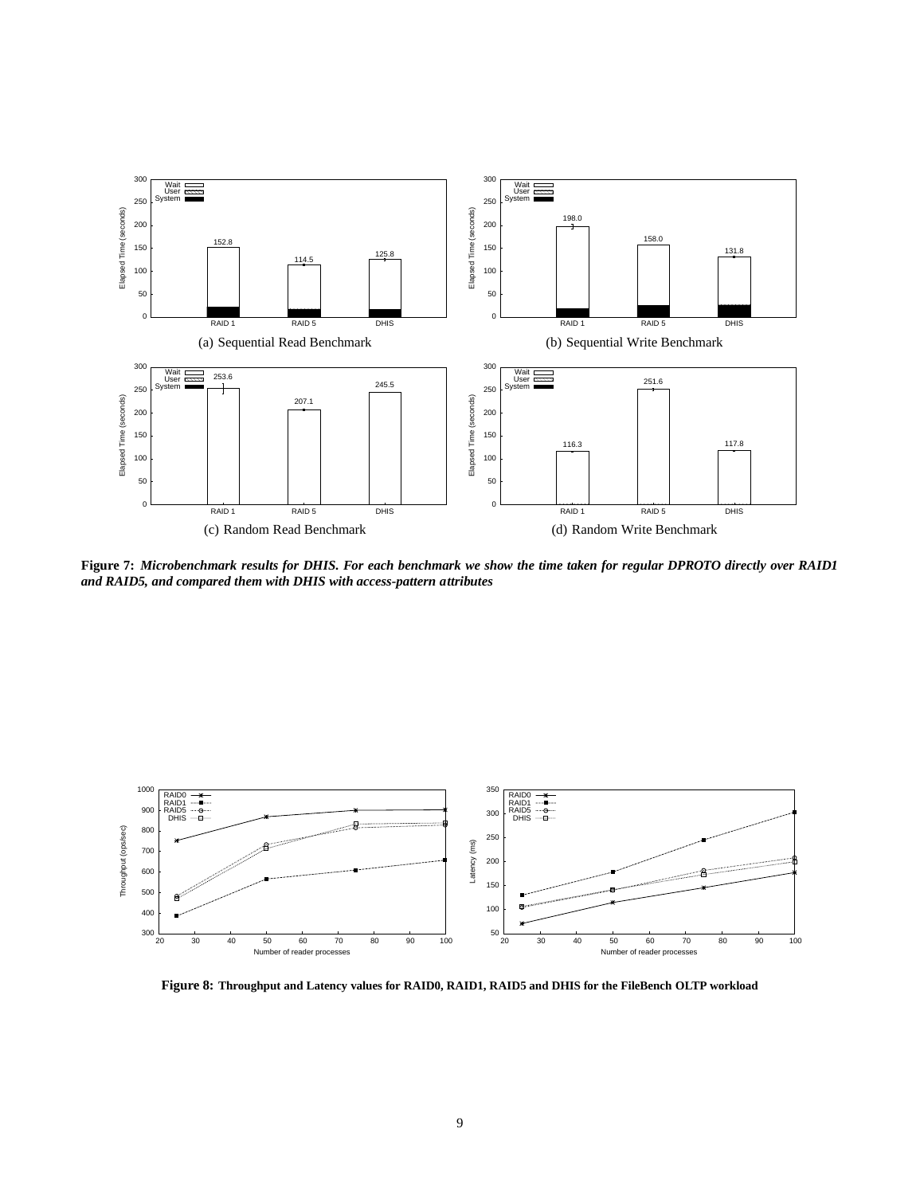(a) Sequential Read Benchmark

(b) Sequential Write Benchmark

(c) Random Read Benchmark

(d) Random Write Benchmark

**Figure 7:** ***Microbenchmark results for DHIS. For each benchmark we show the time taken for regular DPROTO directly over RAID1 and RAID5, and compared them with DHIS with access-pattern attributes***

**Figure 8: Throughput and Latency values for RAID0, RAID1, RAID5 and DHIS for the FileBench OLTP workload**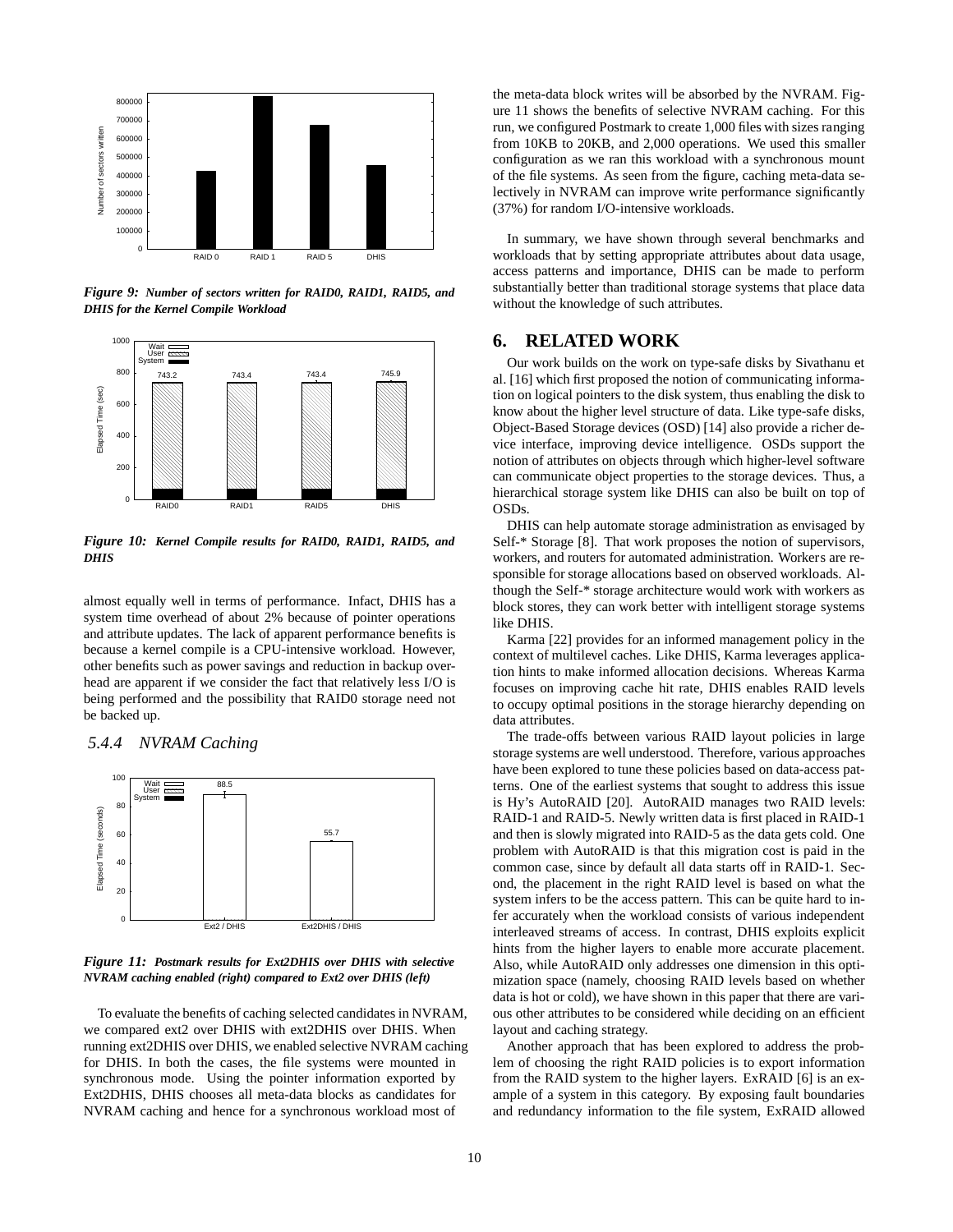*Figure 9: Number of sectors written for RAID0, RAID1, RAID5, and DHIS for the Kernel Compile Workload*

*Figure 10: Kernel Compile results for RAID0, RAID1, RAID5, and DHIS*

almost equally well in terms of performance. Infact, DHIS has a system time overhead of about 2% because of pointer operations and attribute updates. The lack of apparent performance benefits is because a kernel compile is a CPU-intensive workload. However, other benefits such as power savings and reduction in backup overhead are apparent if we consider the fact that relatively less I/O is being performed and the possibility that RAID0 storage need not be backed up.

### 5.4.4 NVRAM Caching

*Figure 11: Postmark results for Ext2DHIS over DHIS with selective NVRAM caching enabled (right) compared to Ext2 over DHIS (left)*

To evaluate the benefits of caching selected candidates in NVRAM, we compared ext2 over DHIS with ext2DHIS over DHIS. When running ext2DHIS over DHIS, we enabled selective NVRAM caching for DHIS. In both the cases, the file systems were mounted in synchronous mode. Using the pointer information exported by Ext2DHIS, DHIS chooses all meta-data blocks as candidates for NVRAM caching and hence for a synchronous workload most of the meta-data block writes will be absorbed by the NVRAM. Figure 11 shows the benefits of selective NVRAM caching. For this run, we configured Postmark to create 1,000 files with sizes ranging from 10KB to 20KB, and 2,000 operations. We used this smaller configuration as we ran this workload with a synchronous mount of the file systems. As seen from the figure, caching meta-data selectively in NVRAM can improve write performance significantly (37%) for random I/O-intensive workloads.

In summary, we have shown through several benchmarks and workloads that by setting appropriate attributes about data usage, access patterns and importance, DHIS can be made to perform substantially better than traditional storage systems that place data without the knowledge of such attributes.

## 6. RELATED WORK

Our work builds on the work on type-safe disks by Sivathanu et al. [16] which first proposed the notion of communicating information on logical pointers to the disk system, thus enabling the disk to know about the higher level structure of data. Like type-safe disks, Object-Based Storage devices (OSD) [14] also provide a richer device interface, improving device intelligence. OSDs support the notion of attributes on objects through which higher-level software can communicate object properties to the storage devices. Thus, a hierarchical storage system like DHIS can also be built on top of OSDs.

DHIS can help automate storage administration as envisaged by Self-* Storage [8]. That work proposes the notion of supervisors, workers, and routers for automated administration. Workers are responsible for storage allocations based on observed workloads. Although the Self-* storage architecture would work with workers as block stores, they can work better with intelligent storage systems like DHIS.

Karma [22] provides for an informed management policy in the context of multilevel caches. Like DHIS, Karma leverages application hints to make informed allocation decisions. Whereas Karma focuses on improving cache hit rate, DHIS enables RAID levels to occupy optimal positions in the storage hierarchy depending on data attributes.

The trade-offs between various RAID layout policies in large storage systems are well understood. Therefore, various approaches have been explored to tune these policies based on data-access patterns. One of the earliest systems that sought to address this issue is Hy's AutoRAID [20]. AutoRAID manages two RAID levels: RAID-1 and RAID-5. Newly written data is first placed in RAID-1 and then is slowly migrated into RAID-5 as the data gets cold. One problem with AutoRAID is that this migration cost is paid in the common case, since by default all data starts off in RAID-1. Second, the placement in the right RAID level is based on what the system infers to be the access pattern. This can be quite hard to infer accurately when the workload consists of various independent interleaved streams of access. In contrast, DHIS exploits explicit hints from the higher layers to enable more accurate placement. Also, while AutoRAID only addresses one dimension in this optimization space (namely, choosing RAID levels based on whether data is hot or cold), we have shown in this paper that there are various other attributes to be considered while deciding on an efficient layout and caching strategy.

Another approach that has been explored to address the problem of choosing the right RAID policies is to export information from the RAID system to the higher layers. ExRAID [6] is an example of a system in this category. By exposing fault boundaries and redundancy information to the file system, ExRAID allowed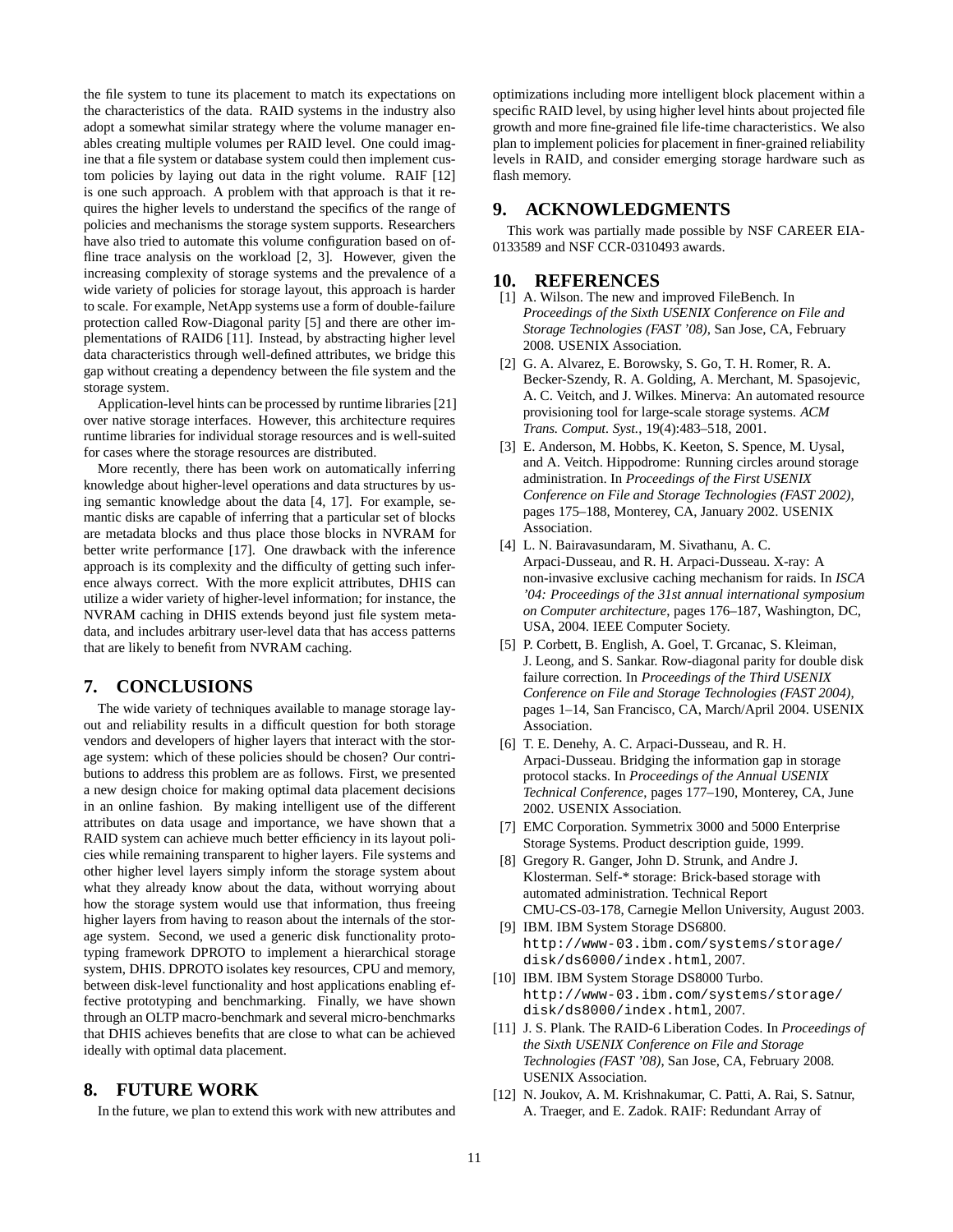the file system to tune its placement to match its expectations on the characteristics of the data. RAID systems in the industry also adopt a somewhat similar strategy where the volume manager enables creating multiple volumes per RAID level. One could imagine that a file system or database system could then implement custom policies by laying out data in the right volume. RAIF [12] is one such approach. A problem with that approach is that it requires the higher levels to understand the specifics of the range of policies and mechanisms the storage system supports. Researchers have also tried to automate this volume configuration based on offline trace analysis on the workload [2, 3]. However, given the increasing complexity of storage systems and the prevalence of a wide variety of policies for storage layout, this approach is harder to scale. For example, NetApp systems use a form of double-failure protection called Row-Diagonal parity [5] and there are other implementations of RAID6 [11]. Instead, by abstracting higher level data characteristics through well-defined attributes, we bridge this gap without creating a dependency between the file system and the storage system.

Application-level hints can be processed by runtime libraries [21] over native storage interfaces. However, this architecture requires runtime libraries for individual storage resources and is well-suited for cases where the storage resources are distributed.

More recently, there has been work on automatically inferring knowledge about higher-level operations and data structures by using semantic knowledge about the data [4, 17]. For example, semantic disks are capable of inferring that a particular set of blocks are metadata blocks and thus place those blocks in NVRAM for better write performance [17]. One drawback with the inference approach is its complexity and the difficulty of getting such inference always correct. With the more explicit attributes, DHIS can utilize a wider variety of higher-level information; for instance, the NVRAM caching in DHIS extends beyond just file system metadata, and includes arbitrary user-level data that has access patterns that are likely to benefit from NVRAM caching.

## 7. CONCLUSIONS

The wide variety of techniques available to manage storage layout and reliability results in a difficult question for both storage vendors and developers of higher layers that interact with the storage system: which of these policies should be chosen? Our contributions to address this problem are as follows. First, we presented a new design choice for making optimal data placement decisions in an online fashion. By making intelligent use of the different attributes on data usage and importance, we have shown that a RAID system can achieve much better efficiency in its layout policies while remaining transparent to higher layers. File systems and other higher level layers simply inform the storage system about what they already know about the data, without worrying about how the storage system would use that information, thus freeing higher layers from having to reason about the internals of the storage system. Second, we used a generic disk functionality prototyping framework DPROTO to implement a hierarchical storage system, DHIS. DPROTO isolates key resources, CPU and memory, between disk-level functionality and host applications enabling effective prototyping and benchmarking. Finally, we have shown through an OLTP macro-benchmark and several micro-benchmarks that DHIS achieves benefits that are close to what can be achieved ideally with optimal data placement.

## 8. FUTURE WORK

In the future, we plan to extend this work with new attributes and optimizations including more intelligent block placement within a specific RAID level, by using higher level hints about projected file growth and more fine-grained file life-time characteristics. We also plan to implement policies for placement in finer-grained reliability levels in RAID, and consider emerging storage hardware such as flash memory.

## 9. ACKNOWLEDGMENTS

This work was partially made possible by NSF CAREER EIA-0133589 and NSF CCR-0310493 awards.

## 10. REFERENCES

[1] A. Wilson. The new and improved FileBench. In *Proceedings of the Sixth USENIX Conference on File and Storage Technologies (FAST '08)*, San Jose, CA, February 2008. USENIX Association.

[2] G. A. Alvarez, E. Borowsky, S. Go, T. H. Romer, R. A. Becker-Szendy, R. A. Golding, A. Merchant, M. Spasojevic, A. C. Veitch, and J. Wilkes. Minerva: An automated resource provisioning tool for large-scale storage systems. *ACM Trans. Comput. Syst.*, 19(4):483–518, 2001.

[3] E. Anderson, M. Hobbs, K. Keeton, S. Spence, M. Uysal, and A. Veitch. Hippodrome: Running circles around storage administration. In *Proceedings of the First USENIX Conference on File and Storage Technologies (FAST 2002)*, pages 175–188, Monterey, CA, January 2002. USENIX Association.

[4] L. N. Bairavasundaram, M. Sivathanu, A. C. Arpaci-Dusseau, and R. H. Arpaci-Dusseau. X-ray: A non-invasive exclusive caching mechanism for raids. In *ISCA '04: Proceedings of the 31st annual international symposium on Computer architecture*, pages 176–187, Washington, DC, USA, 2004. IEEE Computer Society.

[5] P. Corbett, B. English, A. Goel, T. Grcanac, S. Kleiman, J. Leong, and S. Sankar. Row-diagonal parity for double disk failure correction. In *Proceedings of the Third USENIX Conference on File and Storage Technologies (FAST 2004)*, pages 1–14, San Francisco, CA, March/April 2004. USENIX Association.

[6] T. E. Denehy, A. C. Arpaci-Dusseau, and R. H. Arpaci-Dusseau. Bridging the information gap in storage protocol stacks. In *Proceedings of the Annual USENIX Technical Conference*, pages 177–190, Monterey, CA, June 2002. USENIX Association.

[7] EMC Corporation. Symmetrix 3000 and 5000 Enterprise Storage Systems. Product description guide, 1999.

[8] Gregory R. Ganger, John D. Strunk, and Andre J. Klosterman. Self-* storage: Brick-based storage with automated administration. Technical Report CMU-CS-03-178, Carnegie Mellon University, August 2003.

[9] IBM. IBM System Storage DS6800. `http://www-03.ibm.com/systems/storage/disk/ds6000/index.html`, 2007.

[10] IBM. IBM System Storage DS8000 Turbo. `http://www-03.ibm.com/systems/storage/disk/ds8000/index.html`, 2007.

[11] J. S. Plank. The RAID-6 Liberation Codes. In *Proceedings of the Sixth USENIX Conference on File and Storage Technologies (FAST '08)*, San Jose, CA, February 2008. USENIX Association.

[12] N. Joukov, A. M. Krishnakumar, C. Patti, A. Rai, S. Satnur, A. Traeger, and E. Zadok. RAIF: Redundant Array of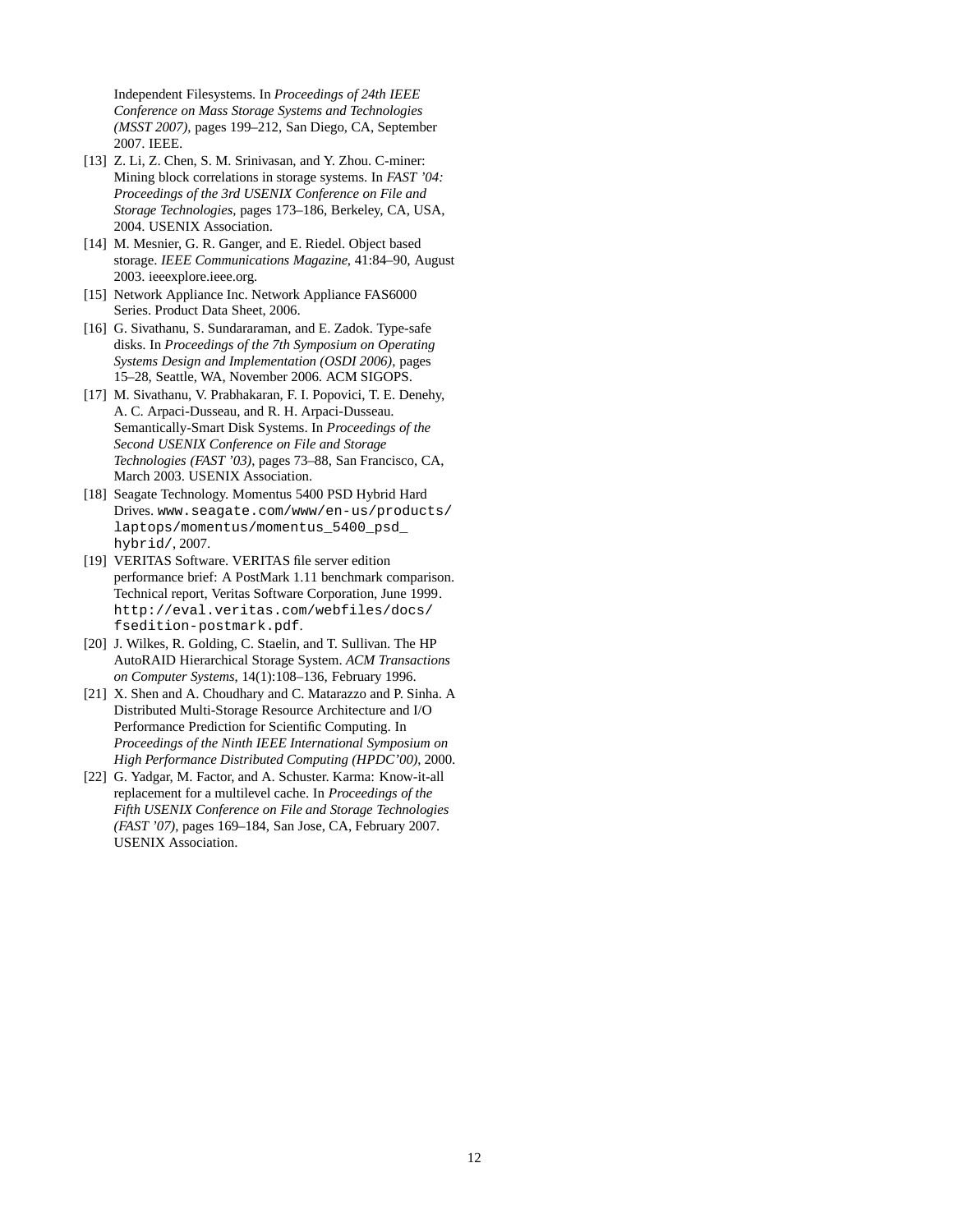Independent Filesystems. In *Proceedings of 24th IEEE Conference on Mass Storage Systems and Technologies (MSST 2007)*, pages 199–212, San Diego, CA, September 2007. IEEE.

[13] Z. Li, Z. Chen, S. M. Srinivasan, and Y. Zhou. C-miner: Mining block correlations in storage systems. In *FAST '04: Proceedings of the 3rd USENIX Conference on File and Storage Technologies*, pages 173–186, Berkeley, CA, USA, 2004. USENIX Association.

[14] M. Mesnier, G. R. Ganger, and E. Riedel. Object based storage. *IEEE Communications Magazine*, 41:84–90, August 2003. ieeexplore.ieee.org.

[15] Network Appliance Inc. Network Appliance FAS6000 Series. Product Data Sheet, 2006.

[16] G. Sivathanu, S. Sundararaman, and E. Zadok. Type-safe disks. In *Proceedings of the 7th Symposium on Operating Systems Design and Implementation (OSDI 2006)*, pages 15–28, Seattle, WA, November 2006. ACM SIGOPS.

[17] M. Sivathanu, V. Prabhakaran, F. I. Popovici, T. E. Denehy, A. C. Arpaci-Dusseau, and R. H. Arpaci-Dusseau. Semantically-Smart Disk Systems. In *Proceedings of the Second USENIX Conference on File and Storage Technologies (FAST '03)*, pages 73–88, San Francisco, CA, March 2003. USENIX Association.

[18] Seagate Technology. Momentus 5400 PSD Hybrid Hard Drives. `www.seagate.com/www/en-us/products/laptops/momentus/momentus_5400_psd_hybrid/`, 2007.

[19] VERITAS Software. VERITAS file server edition performance brief: A PostMark 1.11 benchmark comparison. Technical report, Veritas Software Corporation, June 1999. `http://eval.veritas.com/webfiles/docs/fsedition-postmark.pdf`.

[20] J. Wilkes, R. Golding, C. Staelin, and T. Sullivan. The HP AutoRAID Hierarchical Storage System. *ACM Transactions on Computer Systems*, 14(1):108–136, February 1996.

[21] X. Shen and A. Choudhary and C. Matarazzo and P. Sinha. A Distributed Multi-Storage Resource Architecture and I/O Performance Prediction for Scientific Computing. In *Proceedings of the Ninth IEEE International Symposium on High Performance Distributed Computing (HPDC'00)*, 2000.

[22] G. Yadgar, M. Factor, and A. Schuster. Karma: Know-it-all replacement for a multilevel cache. In *Proceedings of the Fifth USENIX Conference on File and Storage Technologies (FAST '07)*, pages 169–184, San Jose, CA, February 2007. USENIX Association.